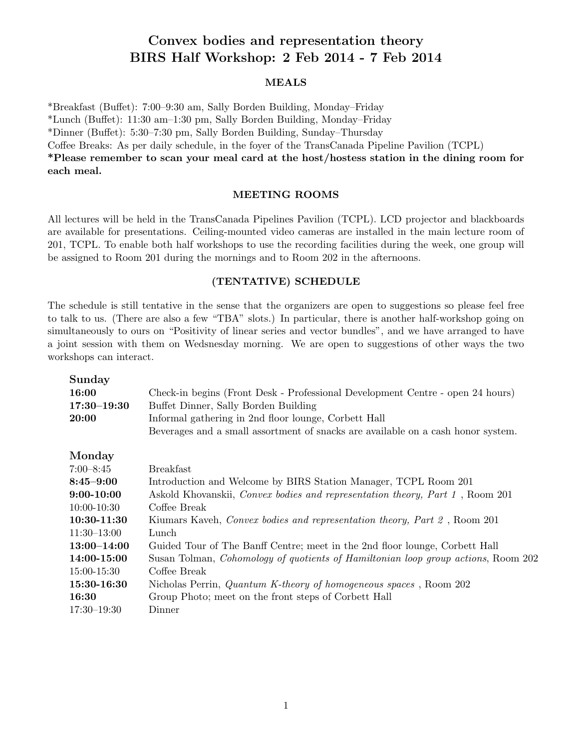# Convex bodies and representation theory
# BIRS Half Workshop: 2 Feb 2014 - 7 Feb 2014

## MEALS

*Breakfast (Buffet): 7:00–9:30 am, Sally Borden Building, Monday–Friday
*Lunch (Buffet): 11:30 am–1:30 pm, Sally Borden Building, Monday–Friday
*Dinner (Buffet): 5:30–7:30 pm, Sally Borden Building, Sunday–Thursday
Coffee Breaks: As per daily schedule, in the foyer of the TransCanada Pipeline Pavilion (TCPL)
**\*Please remember to scan your meal card at the host/hostess station in the dining room for each meal.**

## MEETING ROOMS

All lectures will be held in the TransCanada Pipelines Pavilion (TCPL). LCD projector and blackboards are available for presentations. Ceiling-mounted video cameras are installed in the main lecture room of 201, TCPL. To enable both half workshops to use the recording facilities during the week, one group will be assigned to Room 201 during the mornings and to Room 202 in the afternoons.

## (TENTATIVE) SCHEDULE

The schedule is still tentative in the sense that the organizers are open to suggestions so please feel free to talk to us. (There are also a few "TBA" slots.) In particular, there is another half-workshop going on simultaneously to ours on "Positivity of linear series and vector bundles", and we have arranged to have a joint session with them on Wedsnesday morning. We are open to suggestions of other ways the two workshops can interact.

### Sunday

| | |
|---|---|
| **16:00** | Check-in begins (Front Desk - Professional Development Centre - open 24 hours) |
| **17:30–19:30** | Buffet Dinner, Sally Borden Building |
| **20:00** | Informal gathering in 2nd floor lounge, Corbett Hall<br>Beverages and a small assortment of snacks are available on a cash honor system. |

### Monday

| | |
|---|---|
| 7:00–8:45 | Breakfast |
| **8:45–9:00** | Introduction and Welcome by BIRS Station Manager, TCPL Room 201 |
| **9:00-10:00** | Askold Khovanskii, *Convex bodies and representation theory, Part 1* , Room 201 |
| 10:00-10:30 | Coffee Break |
| **10:30-11:30** | Kiumars Kaveh, *Convex bodies and representation theory, Part 2* , Room 201 |
| 11:30–13:00 | Lunch |
| **13:00–14:00** | Guided Tour of The Banff Centre; meet in the 2nd floor lounge, Corbett Hall |
| **14:00-15:00** | Susan Tolman, *Cohomology of quotients of Hamiltonian loop group actions*, Room 202 |
| 15:00-15:30 | Coffee Break |
| **15:30-16:30** | Nicholas Perrin, *Quantum K-theory of homogeneous spaces* , Room 202 |
| **16:30** | Group Photo; meet on the front steps of Corbett Hall |
| 17:30–19:30 | Dinner |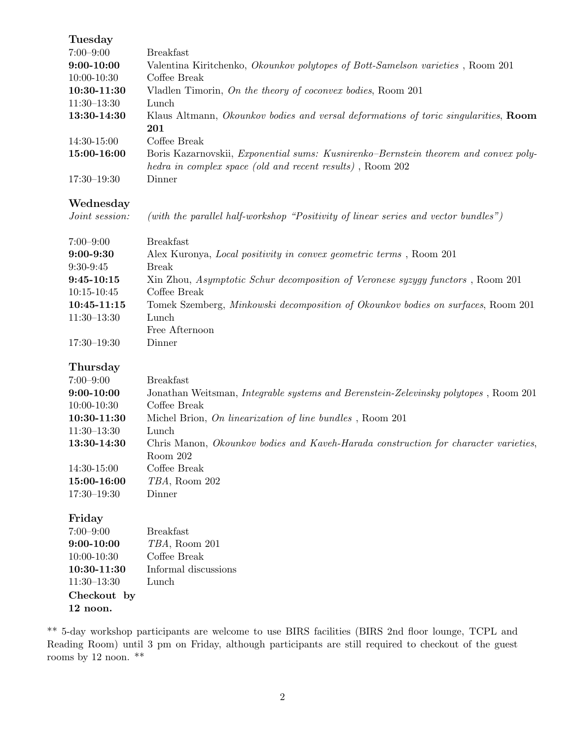## Tuesday

| | |
|---|---|
| 7:00–9:00 | Breakfast |
| **9:00-10:00** | Valentina Kiritchenko, *Okounkov polytopes of Bott-Samelson varieties* , Room 201 |
| 10:00-10:30 | Coffee Break |
| **10:30-11:30** | Vladlen Timorin, *On the theory of coconvex bodies*, Room 201 |
| 11:30–13:30 | Lunch |
| **13:30-14:30** | Klaus Altmann, *Okounkov bodies and versal deformations of toric singularities*, **Room 201** |
| 14:30-15:00 | Coffee Break |
| **15:00-16:00** | Boris Kazarnovskii, *Exponential sums: Kusnirenko–Bernstein theorem and convex polyhedra in complex space (old and recent results)* , Room 202 |
| 17:30–19:30 | Dinner |

## Wednesday

*Joint session:* *(with the parallel half-workshop "Positivity of linear series and vector bundles")*

| | |
|---|---|
| 7:00–9:00 | Breakfast |
| **9:00-9:30** | Alex Kuronya, *Local positivity in convex geometric terms* , Room 201 |
| 9:30-9:45 | Break |
| **9:45-10:15** | Xin Zhou, *Asymptotic Schur decomposition of Veronese syzygy functors* , Room 201 |
| 10:15-10:45 | Coffee Break |
| **10:45-11:15** | Tomek Szemberg, *Minkowski decomposition of Okounkov bodies on surfaces*, Room 201 |
| 11:30–13:30 | Lunch |
| | Free Afternoon |
| 17:30–19:30 | Dinner |

## Thursday

| | |
|---|---|
| 7:00–9:00 | Breakfast |
| **9:00-10:00** | Jonathan Weitsman, *Integrable systems and Berenstein-Zelevinsky polytopes* , Room 201 |
| 10:00-10:30 | Coffee Break |
| **10:30-11:30** | Michel Brion, *On linearization of line bundles* , Room 201 |
| 11:30–13:30 | Lunch |
| **13:30-14:30** | Chris Manon, *Okounkov bodies and Kaveh-Harada construction for character varieties*, Room 202 |
| 14:30-15:00 | Coffee Break |
| **15:00-16:00** | *TBA*, Room 202 |
| 17:30–19:30 | Dinner |

## Friday

| | |
|---|---|
| 7:00–9:00 | Breakfast |
| **9:00-10:00** | *TBA*, Room 201 |
| 10:00-10:30 | Coffee Break |
| **10:30-11:30** | Informal discussions |
| 11:30–13:30 | Lunch |
| **Checkout by 12 noon.** | |

** 5-day workshop participants are welcome to use BIRS facilities (BIRS 2nd floor lounge, TCPL and Reading Room) until 3 pm on Friday, although participants are still required to checkout of the guest rooms by 12 noon. **